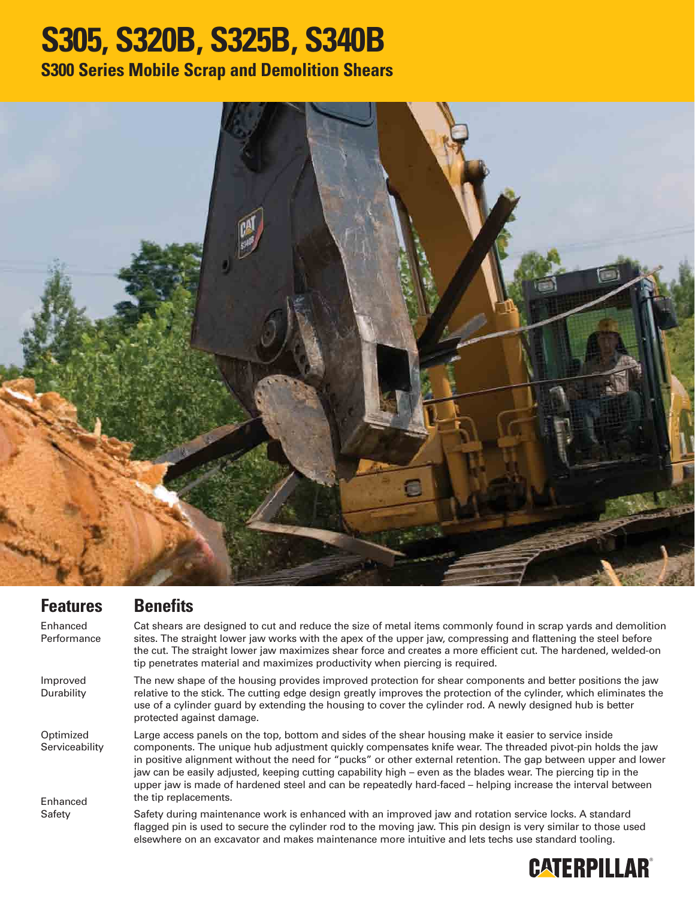# S305, S320B, S325B, S340B

## S300 Series Mobile Scrap and Demolition Shears

| Features | Benefits |
|---|---|
| Enhanced Performance | Cat shears are designed to cut and reduce the size of metal items commonly found in scrap yards and demolition sites. The straight lower jaw works with the apex of the upper jaw, compressing and flattening the steel before the cut. The straight lower jaw maximizes shear force and creates a more efficient cut. The hardened, welded-on tip penetrates material and maximizes productivity when piercing is required. |
| Improved Durability | The new shape of the housing provides improved protection for shear components and better positions the jaw relative to the stick. The cutting edge design greatly improves the protection of the cylinder, which eliminates the use of a cylinder guard by extending the housing to cover the cylinder rod. A newly designed hub is better protected against damage. |
| Optimized Serviceability | Large access panels on the top, bottom and sides of the shear housing make it easier to service inside components. The unique hub adjustment quickly compensates knife wear. The threaded pivot-pin holds the jaw in positive alignment without the need for "pucks" or other external retention. The gap between upper and lower jaw can be easily adjusted, keeping cutting capability high – even as the blades wear. The piercing tip in the upper jaw is made of hardened steel and can be repeatedly hard-faced – helping increase the interval between the tip replacements. |
| Enhanced Safety | Safety during maintenance work is enhanced with an improved jaw and rotation service locks. A standard flagged pin is used to secure the cylinder rod to the moving jaw. This pin design is very similar to those used elsewhere on an excavator and makes maintenance more intuitive and lets techs use standard tooling. |

CATERPILLAR®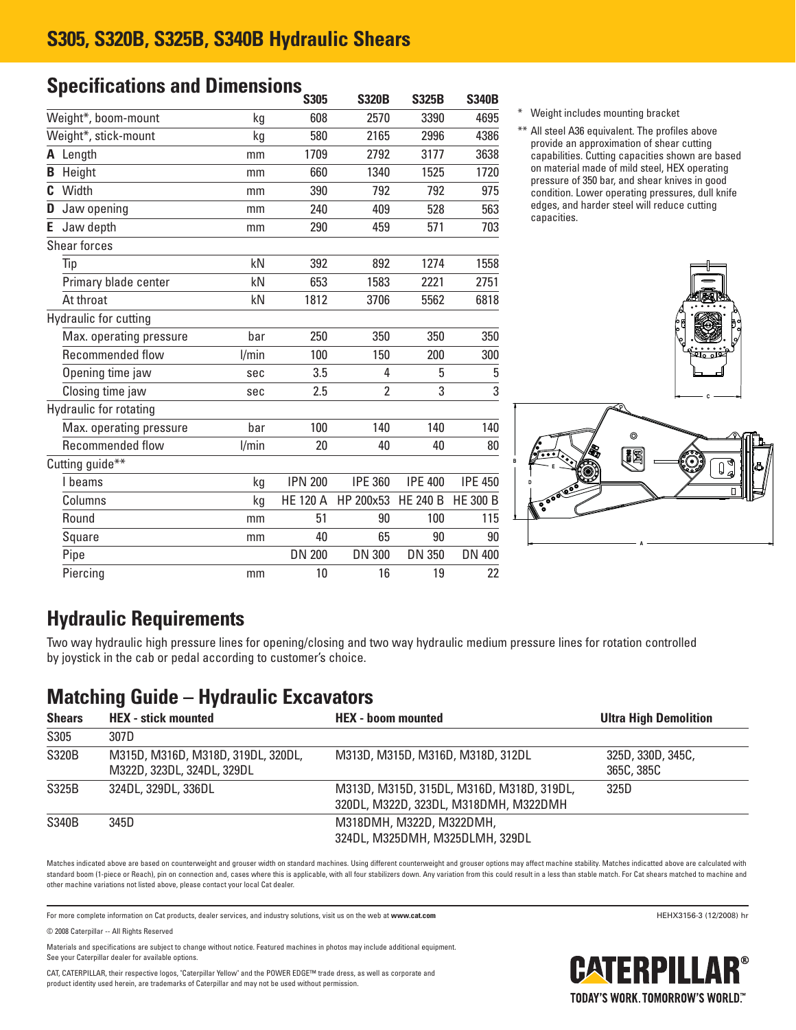# S305, S320B, S325B, S340B Hydraulic Shears

## Specifications and Dimensions

| | | S305 | S320B | S325B | S340B |
|---|---|---|---|---|---|
| Weight*, boom-mount | kg | 608 | 2570 | 3390 | 4695 |
| Weight*, stick-mount | kg | 580 | 2165 | 2996 | 4386 |
| **A** Length | mm | 1709 | 2792 | 3177 | 3638 |
| **B** Height | mm | 660 | 1340 | 1525 | 1720 |
| **C** Width | mm | 390 | 792 | 792 | 975 |
| **D** Jaw opening | mm | 240 | 409 | 528 | 563 |
| **E** Jaw depth | mm | 290 | 459 | 571 | 703 |
| Shear forces | | | | | |
| Tip | kN | 392 | 892 | 1274 | 1558 |
| Primary blade center | kN | 653 | 1583 | 2221 | 2751 |
| At throat | kN | 1812 | 3706 | 5562 | 6818 |
| Hydraulic for cutting | | | | | |
| Max. operating pressure | bar | 250 | 350 | 350 | 350 |
| Recommended flow | l/min | 100 | 150 | 200 | 300 |
| Opening time jaw | sec | 3.5 | 4 | 5 | 5 |
| Closing time jaw | sec | 2.5 | 2 | 3 | 3 |
| Hydraulic for rotating | | | | | |
| Max. operating pressure | bar | 100 | 140 | 140 | 140 |
| Recommended flow | l/min | 20 | 40 | 40 | 80 |
| Cutting guide** | | | | | |
| I beams | kg | IPN 200 | IPE 360 | IPE 400 | IPE 450 |
| Columns | kg | HE 120 A | HP 200x53 | HE 240 B | HE 300 B |
| Round | mm | 51 | 90 | 100 | 115 |
| Square | mm | 40 | 65 | 90 | 90 |
| Pipe | | DN 200 | DN 300 | DN 350 | DN 400 |
| Piercing | mm | 10 | 16 | 19 | 22 |

\* Weight includes mounting bracket

\*\* All steel A36 equivalent. The profiles above provide an approximation of shear cutting capabilities. Cutting capacities shown are based on material made of mild steel, HEX operating pressure of 350 bar, and shear knives in good condition. Lower operating pressures, dull knife edges, and harder steel will reduce cutting capacities.

## Hydraulic Requirements

Two way hydraulic high pressure lines for opening/closing and two way hydraulic medium pressure lines for rotation controlled by joystick in the cab or pedal according to customer's choice.

## Matching Guide – Hydraulic Excavators

| Shears | HEX - stick mounted | HEX - boom mounted | Ultra High Demolition |
|---|---|---|---|
| S305 | 307D | | |
| S320B | M315D, M316D, M318D, 319DL, 320DL, M322D, 323DL, 324DL, 329DL | M313D, M315D, M316D, M318D, 312DL | 325D, 330D, 345C, 365C, 385C |
| S325B | 324DL, 329DL, 336DL | M313D, M315D, 315DL, M316D, M318D, 319DL, 320DL, M322D, 323DL, M318DMH, M322DMH | 325D |
| S340B | 345D | M318DMH, M322D, M322DMH, 324DL, M325DMH, M325DLMH, 329DL | |

Matches indicated above are based on counterweight and grouser width on standard machines. Using different counterweight and grouser options may affect machine stability. Matches indicated above are calculated with standard boom (1-piece or Reach), pin on connection and, cases where this is applicable, with all four stabilizers down. Any variation from this could result in a less than stable match. For Cat shears matched to machine and other machine variations not listed above, please contact your local Cat dealer.

For more complete information on Cat products, dealer services, and industry solutions, visit us on the web at **www.cat.com**

HEHX3156-3 (12/2008) hr

© 2008 Caterpillar -- All Rights Reserved

Materials and specifications are subject to change without notice. Featured machines in photos may include additional equipment. See your Caterpillar dealer for available options.

CAT, CATERPILLAR, their respective logos, "Caterpillar Yellow" and the POWER EDGE™ trade dress, as well as corporate and product identity used herein, are trademarks of Caterpillar and may not be used without permission.

**CATERPILLAR®**
TODAY'S WORK. TOMORROW'S WORLD.™